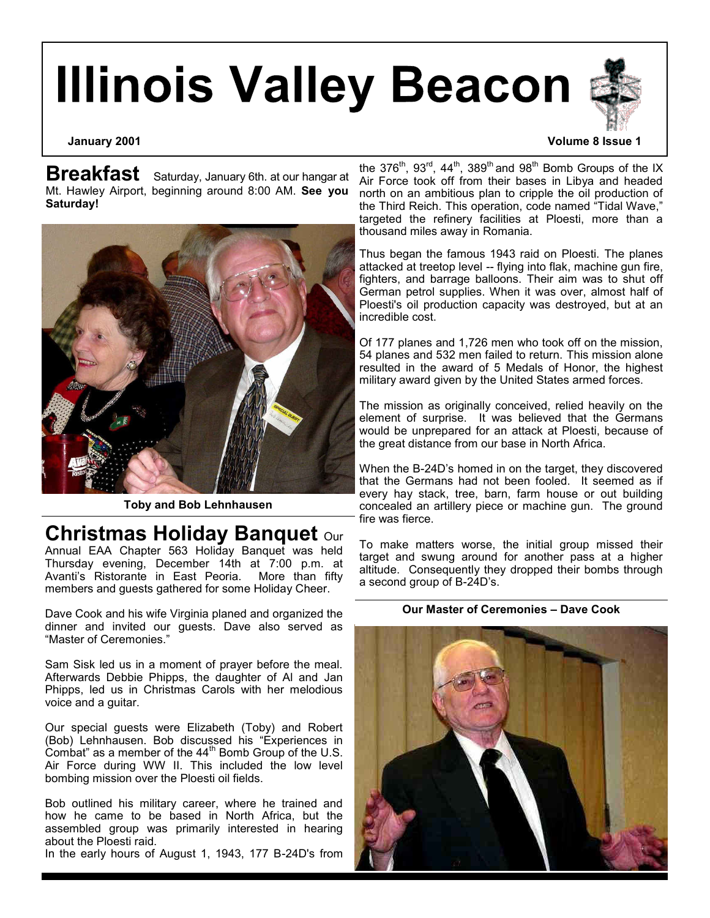# Illinois Valley Beacon

January 2001

**Breakfast** Saturday, January 6th. at our hangar at Mt. Hawley Airport, beginning around 8:00 AM. **See you Saturday!**

**Toby and Bob Lehnhausen**

## Christmas Holiday Banquet

Our Annual EAA Chapter 563 Holiday Banquet was held Thursday evening, December 14th at 7:00 p.m. at Avanti's Ristorante in East Peoria. More than fifty members and guests gathered for some Holiday Cheer.

Dave Cook and his wife Virginia planed and organized the dinner and invited our guests. Dave also served as "Master of Ceremonies."

Sam Sisk led us in a moment of prayer before the meal. Afterwards Debbie Phipps, the daughter of Al and Jan Phipps, led us in Christmas Carols with her melodious voice and a guitar.

Our special guests were Elizabeth (Toby) and Robert (Bob) Lehnhausen. Bob discussed his "Experiences in Combat" as a member of the 44th Bomb Group of the U.S. Air Force during WW II. This included the low level bombing mission over the Ploesti oil fields.

Bob outlined his military career, where he trained and how he came to be based in North Africa, but the assembled group was primarily interested in hearing about the Ploesti raid.

In the early hours of August 1, 1943, 177 B-24D's from the 376th, 93rd, 44th, 389th and 98th Bomb Groups of the IX Air Force took off from their bases in Libya and headed north on an ambitious plan to cripple the oil production of the Third Reich. This operation, code named "Tidal Wave," targeted the refinery facilities at Ploesti, more than a thousand miles away in Romania.

Thus began the famous 1943 raid on Ploesti. The planes attacked at treetop level -- flying into flak, machine gun fire, fighters, and barrage balloons. Their aim was to shut off German petrol supplies. When it was over, almost half of Ploesti's oil production capacity was destroyed, but at an incredible cost.

Of 177 planes and 1,726 men who took off on the mission, 54 planes and 532 men failed to return. This mission alone resulted in the award of 5 Medals of Honor, the highest military award given by the United States armed forces.

The mission as originally conceived, relied heavily on the element of surprise. It was believed that the Germans would be unprepared for an attack at Ploesti, because of the great distance from our base in North Africa.

When the B-24D's homed in on the target, they discovered that the Germans had not been fooled. It seemed as if every hay stack, tree, barn, farm house or out building concealed an artillery piece or machine gun. The ground fire was fierce.

To make matters worse, the initial group missed their target and swung around for another pass at a higher altitude. Consequently they dropped their bombs through a second group of B-24D's.

**Our Master of Ceremonies – Dave Cook**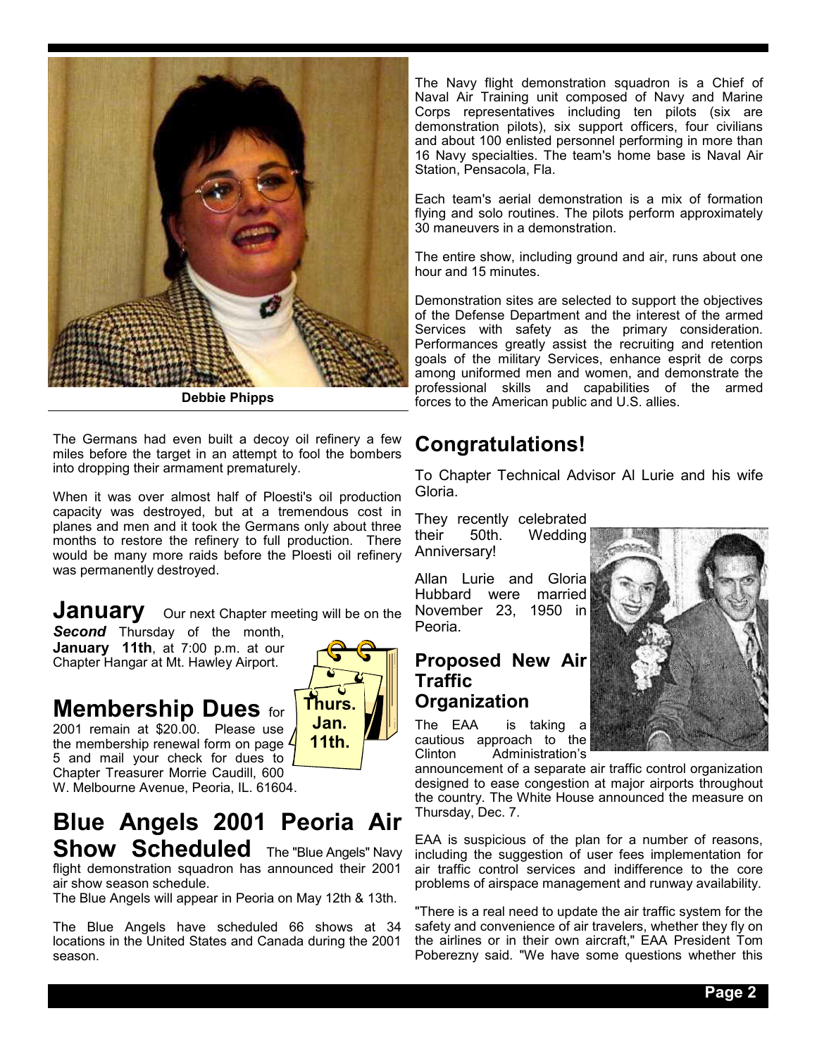**Debbie Phipps**

The Germans had even built a decoy oil refinery a few miles before the target in an attempt to fool the bombers into dropping their armament prematurely.

When it was over almost half of Ploesti's oil production capacity was destroyed, but at a tremendous cost in planes and men and it took the Germans only about three months to restore the refinery to full production. There would be many more raids before the Ploesti oil refinery was permanently destroyed.

**January** Our next Chapter meeting will be on the ***Second*** Thursday of the month, **January 11th**, at 7:00 p.m. at our Chapter Hangar at Mt. Hawley Airport.

**Thurs. Jan. 11th.**

**Membership Dues** for 2001 remain at $20.00. Please use the membership renewal form on page 5 and mail your check for dues to Chapter Treasurer Morrie Caudill, 600 W. Melbourne Avenue, Peoria, IL. 61604.

## Blue Angels 2001 Peoria Air Show Scheduled

The "Blue Angels" Navy flight demonstration squadron has announced their 2001 air show season schedule.

The Blue Angels will appear in Peoria on May 12th & 13th.

The Blue Angels have scheduled 66 shows at 34 locations in the United States and Canada during the 2001 season.

The Navy flight demonstration squadron is a Chief of Naval Air Training unit composed of Navy and Marine Corps representatives including ten pilots (six are demonstration pilots), six support officers, four civilians and about 100 enlisted personnel performing in more than 16 Navy specialties. The team's home base is Naval Air Station, Pensacola, Fla.

Each team's aerial demonstration is a mix of formation flying and solo routines. The pilots perform approximately 30 maneuvers in a demonstration.

The entire show, including ground and air, runs about one hour and 15 minutes.

Demonstration sites are selected to support the objectives of the Defense Department and the interest of the armed Services with safety as the primary consideration. Performances greatly assist the recruiting and retention goals of the military Services, enhance esprit de corps among uniformed men and women, and demonstrate the professional skills and capabilities of the armed forces to the American public and U.S. allies.

## Congratulations!

To Chapter Technical Advisor Al Lurie and his wife Gloria.

They recently celebrated their 50th. Wedding Anniversary!

Allan Lurie and Gloria Hubbard were married November 23, 1950 in Peoria.

### Proposed New Air Traffic Organization

The EAA is taking a cautious approach to the Clinton Administration's announcement of a separate air traffic control organization designed to ease congestion at major airports throughout the country. The White House announced the measure on Thursday, Dec. 7.

EAA is suspicious of the plan for a number of reasons, including the suggestion of user fees implementation for air traffic control services and indifference to the core problems of airspace management and runway availability.

"There is a real need to update the air traffic system for the safety and convenience of air travelers, whether they fly on the airlines or in their own aircraft," EAA President Tom Poberezny said. "We have some questions whether this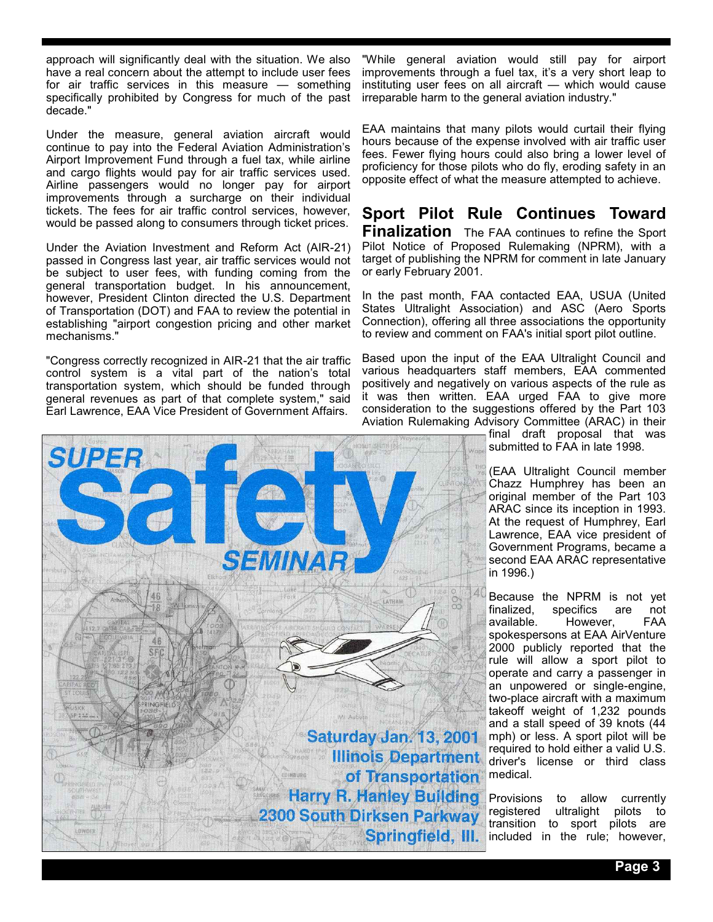approach will significantly deal with the situation. We also have a real concern about the attempt to include user fees for air traffic services in this measure — something specifically prohibited by Congress for much of the past decade."

Under the measure, general aviation aircraft would continue to pay into the Federal Aviation Administration's Airport Improvement Fund through a fuel tax, while airline and cargo flights would pay for air traffic services used. Airline passengers would no longer pay for airport improvements through a surcharge on their individual tickets. The fees for air traffic control services, however, would be passed along to consumers through ticket prices.

Under the Aviation Investment and Reform Act (AIR-21) passed in Congress last year, air traffic services would not be subject to user fees, with funding coming from the general transportation budget. In his announcement, however, President Clinton directed the U.S. Department of Transportation (DOT) and FAA to review the potential in establishing "airport congestion pricing and other market mechanisms."

"Congress correctly recognized in AIR-21 that the air traffic control system is a vital part of the nation's total transportation system, which should be funded through general revenues as part of that complete system," said Earl Lawrence, EAA Vice President of Government Affairs.

"While general aviation would still pay for airport improvements through a fuel tax, it's a very short leap to instituting user fees on all aircraft — which would cause irreparable harm to the general aviation industry."

EAA maintains that many pilots would curtail their flying hours because of the expense involved with air traffic user fees. Fewer flying hours could also bring a lower level of proficiency for those pilots who do fly, eroding safety in an opposite effect of what the measure attempted to achieve.

## Sport Pilot Rule Continues Toward Finalization

The FAA continues to refine the Sport Pilot Notice of Proposed Rulemaking (NPRM), with a target of publishing the NPRM for comment in late January or early February 2001.

In the past month, FAA contacted EAA, USUA (United States Ultralight Association) and ASC (Aero Sports Connection), offering all three associations the opportunity to review and comment on FAA's initial sport pilot outline.

Based upon the input of the EAA Ultralight Council and various headquarters staff members, EAA commented positively and negatively on various aspects of the rule as it was then written. EAA urged FAA to give more consideration to the suggestions offered by the Part 103 Aviation Rulemaking Advisory Committee (ARAC) in their final draft proposal that was submitted to FAA in late 1998.

(EAA Ultralight Council member Chazz Humphrey has been an original member of the Part 103 ARAC since its inception in 1993. At the request of Humphrey, Earl Lawrence, EAA vice president of Government Programs, became a second EAA ARAC representative in 1996.)

Because the NPRM is not yet finalized, specifics are not available. However, FAA spokespersons at EAA AirVenture 2000 publicly reported that the rule will allow a sport pilot to operate and carry a passenger in an unpowered or single-engine, two-place aircraft with a maximum takeoff weight of 1,232 pounds and a stall speed of 39 knots (44 mph) or less. A sport pilot will be required to hold either a valid U.S. driver's license or third class medical.

Provisions to allow currently registered ultralight pilots to transition to sport pilots are included in the rule; however,

**SUPER safety SEMINAR**

**Saturday Jan. 13, 2001**
**Illinois Department of Transportation**
**Harry R. Hanley Building**
**2300 South Dirksen Parkway**
**Springfield, Ill.**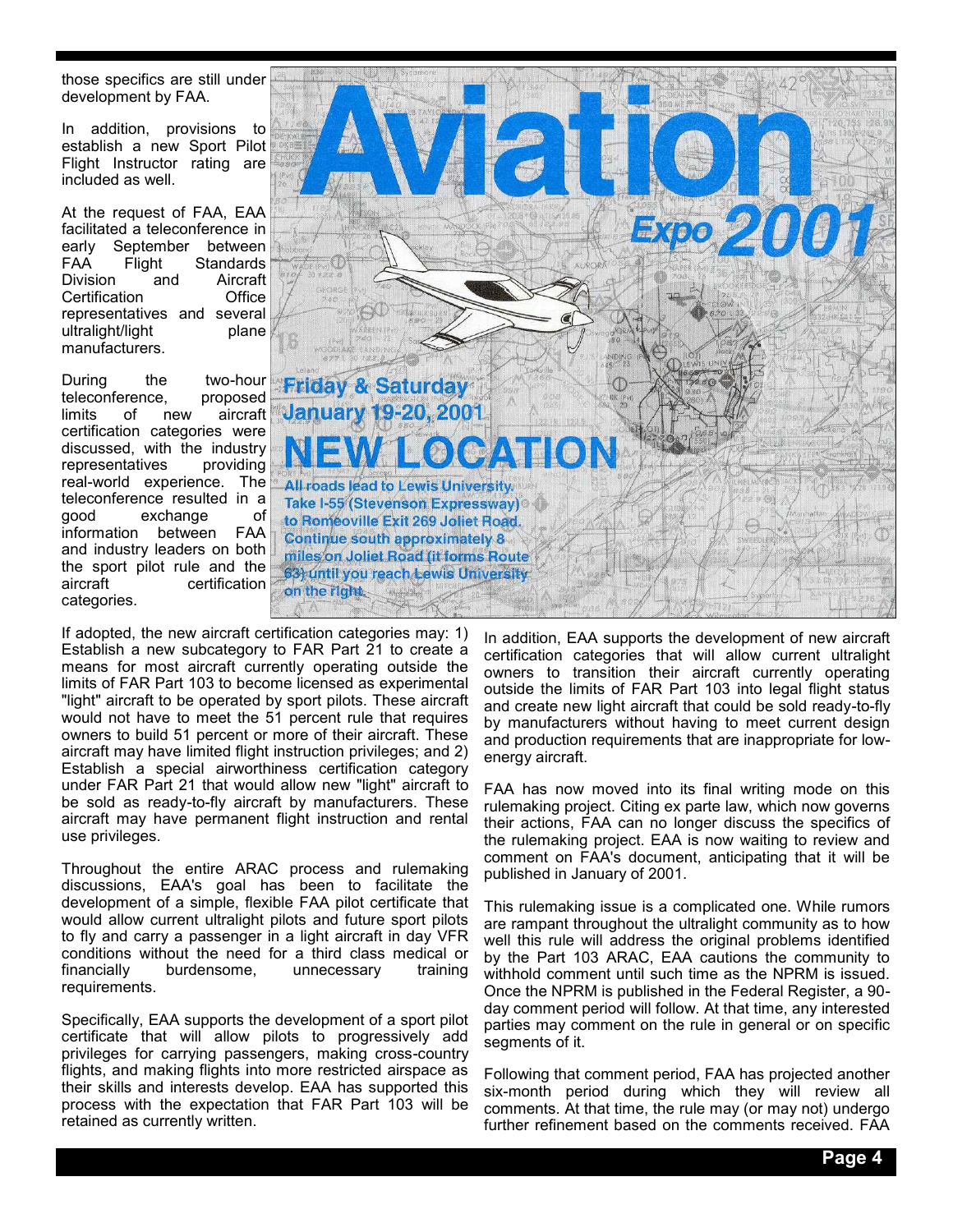those specifics are still under development by FAA.

In addition, provisions to establish a new Sport Pilot Flight Instructor rating are included as well.

At the request of FAA, EAA facilitated a teleconference in early September between FAA Flight Standards Division and Aircraft Certification Office representatives and several ultralight/light plane manufacturers.

During the two-hour teleconference, proposed limits of new aircraft certification categories were discussed, with the industry representatives providing real-world experience. The teleconference resulted in a good exchange of information between FAA and industry leaders on both the sport pilot rule and the aircraft certification categories.

**Aviation Expo 2001**

**Friday & Saturday January 19-20, 2001**

**NEW LOCATION**

**All roads lead to Lewis University. Take I-55 (Stevenson Expressway) to Romeoville Exit 269 Joliet Road. Continue south approximately 8 miles on Joliet Road (it forms Route 53) until you reach Lewis University on the right.**

If adopted, the new aircraft certification categories may: 1) Establish a new subcategory to FAR Part 21 to create a means for most aircraft currently operating outside the limits of FAR Part 103 to become licensed as experimental "light" aircraft to be operated by sport pilots. These aircraft would not have to meet the 51 percent rule that requires owners to build 51 percent or more of their aircraft. These aircraft may have limited flight instruction privileges; and 2) Establish a special airworthiness certification category under FAR Part 21 that would allow new "light" aircraft to be sold as ready-to-fly aircraft by manufacturers. These aircraft may have permanent flight instruction and rental use privileges.

Throughout the entire ARAC process and rulemaking discussions, EAA's goal has been to facilitate the development of a simple, flexible FAA pilot certificate that would allow current ultralight pilots and future sport pilots to fly and carry a passenger in a light aircraft in day VFR conditions without the need for a third class medical or financially burdensome, unnecessary training requirements.

Specifically, EAA supports the development of a sport pilot certificate that will allow pilots to progressively add privileges for carrying passengers, making cross-country flights, and making flights into more restricted airspace as their skills and interests develop. EAA has supported this process with the expectation that FAR Part 103 will be retained as currently written.

In addition, EAA supports the development of new aircraft certification categories that will allow current ultralight owners to transition their aircraft currently operating outside the limits of FAR Part 103 into legal flight status and create new light aircraft that could be sold ready-to-fly by manufacturers without having to meet current design and production requirements that are inappropriate for low-energy aircraft.

FAA has now moved into its final writing mode on this rulemaking project. Citing ex parte law, which now governs their actions, FAA can no longer discuss the specifics of the rulemaking project. EAA is now waiting to review and comment on FAA's document, anticipating that it will be published in January of 2001.

This rulemaking issue is a complicated one. While rumors are rampant throughout the ultralight community as to how well this rule will address the original problems identified by the Part 103 ARAC, EAA cautions the community to withhold comment until such time as the NPRM is issued. Once the NPRM is published in the Federal Register, a 90-day comment period will follow. At that time, any interested parties may comment on the rule in general or on specific segments of it.

Following that comment period, FAA has projected another six-month period during which they will review all comments. At that time, the rule may (or may not) undergo further refinement based on the comments received. FAA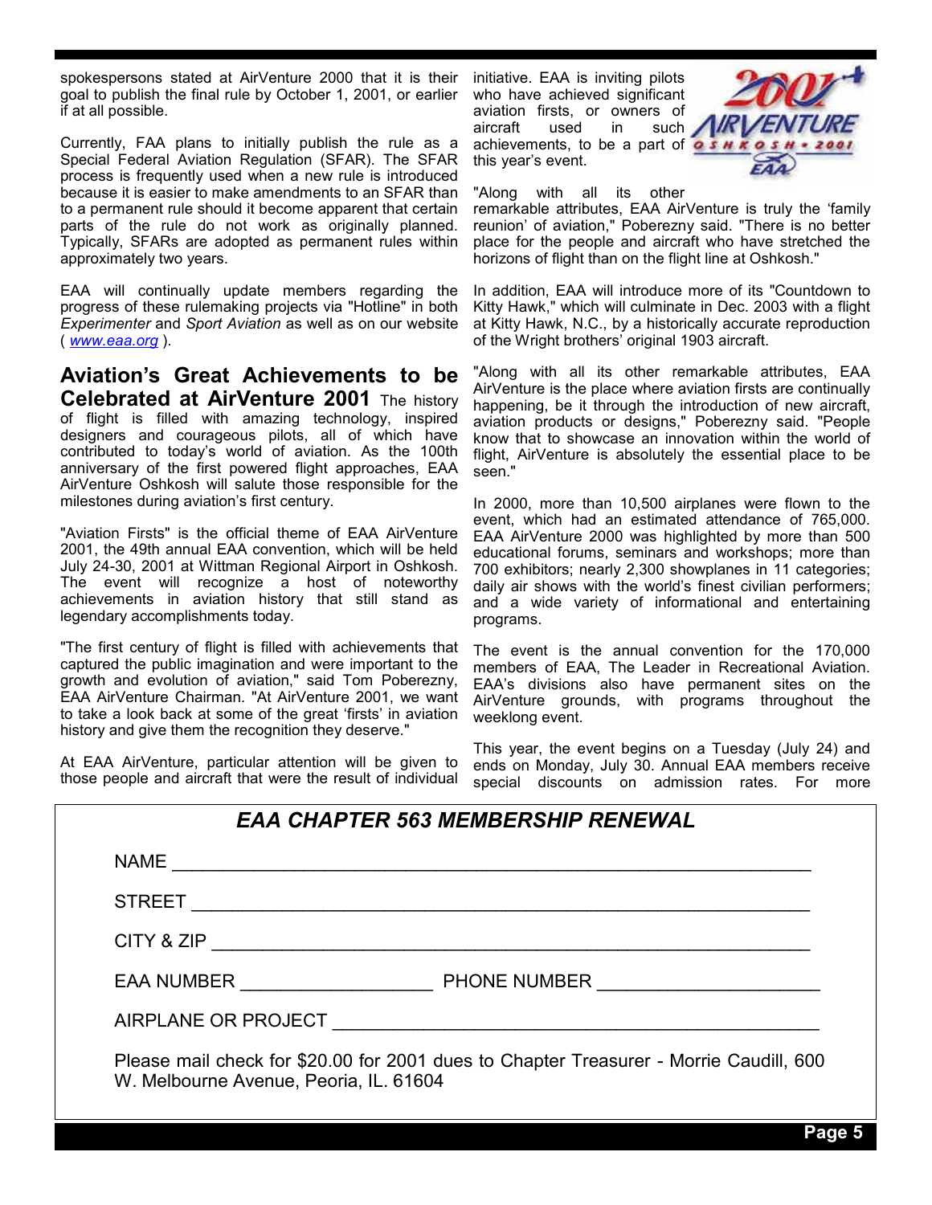spokespersons stated at AirVenture 2000 that it is their goal to publish the final rule by October 1, 2001, or earlier if at all possible.

Currently, FAA plans to initially publish the rule as a Special Federal Aviation Regulation (SFAR). The SFAR process is frequently used when a new rule is introduced because it is easier to make amendments to an SFAR than to a permanent rule should it become apparent that certain parts of the rule do not work as originally planned. Typically, SFARs are adopted as permanent rules within approximately two years.

EAA will continually update members regarding the progress of these rulemaking projects via "Hotline" in both *Experimenter* and *Sport Aviation* as well as on our website ( [www.eaa.org](http://www.eaa.org) ).

## Aviation's Great Achievements to be Celebrated at AirVenture 2001

The history of flight is filled with amazing technology, inspired designers and courageous pilots, all of which have contributed to today's world of aviation. As the 100th anniversary of the first powered flight approaches, EAA AirVenture Oshkosh will salute those responsible for the milestones during aviation's first century.

"Aviation Firsts" is the official theme of EAA AirVenture 2001, the 49th annual EAA convention, which will be held July 24-30, 2001 at Wittman Regional Airport in Oshkosh. The event will recognize a host of noteworthy achievements in aviation history that still stand as legendary accomplishments today.

"The first century of flight is filled with achievements that captured the public imagination and were important to the growth and evolution of aviation," said Tom Poberezny, EAA AirVenture Chairman. "At AirVenture 2001, we want to take a look back at some of the great 'firsts' in aviation history and give them the recognition they deserve."

At EAA AirVenture, particular attention will be given to those people and aircraft that were the result of individual initiative. EAA is inviting pilots who have achieved significant aviation firsts, or owners of aircraft used in such achievements, to be a part of this year's event.

"Along with all its other remarkable attributes, EAA AirVenture is truly the 'family reunion' of aviation," Poberezny said. "There is no better place for the people and aircraft who have stretched the horizons of flight than on the flight line at Oshkosh."

In addition, EAA will introduce more of its "Countdown to Kitty Hawk," which will culminate in Dec. 2003 with a flight at Kitty Hawk, N.C., by a historically accurate reproduction of the Wright brothers' original 1903 aircraft.

"Along with all its other remarkable attributes, EAA AirVenture is the place where aviation firsts are continually happening, be it through the introduction of new aircraft, aviation products or designs," Poberezny said. "People know that to showcase an innovation within the world of flight, AirVenture is absolutely the essential place to be seen."

In 2000, more than 10,500 airplanes were flown to the event, which had an estimated attendance of 765,000. EAA AirVenture 2000 was highlighted by more than 500 educational forums, seminars and workshops; more than 700 exhibitors; nearly 2,300 showplanes in 11 categories; daily air shows with the world's finest civilian performers; and a wide variety of informational and entertaining programs.

The event is the annual convention for the 170,000 members of EAA, The Leader in Recreational Aviation. EAA's divisions also have permanent sites on the AirVenture grounds, with programs throughout the weeklong event.

This year, the event begins on a Tuesday (July 24) and ends on Monday, July 30. Annual EAA members receive special discounts on admission rates. For more

## *EAA CHAPTER 563 MEMBERSHIP RENEWAL*

NAME ______________________________________________

STREET ______________________________________________

CITY & ZIP ______________________________________________

EAA NUMBER ____________________ PHONE NUMBER ____________________

AIRPLANE OR PROJECT ______________________________________

Please mail check for $20.00 for 2001 dues to Chapter Treasurer - Morrie Caudill, 600 W. Melbourne Avenue, Peoria, IL. 61604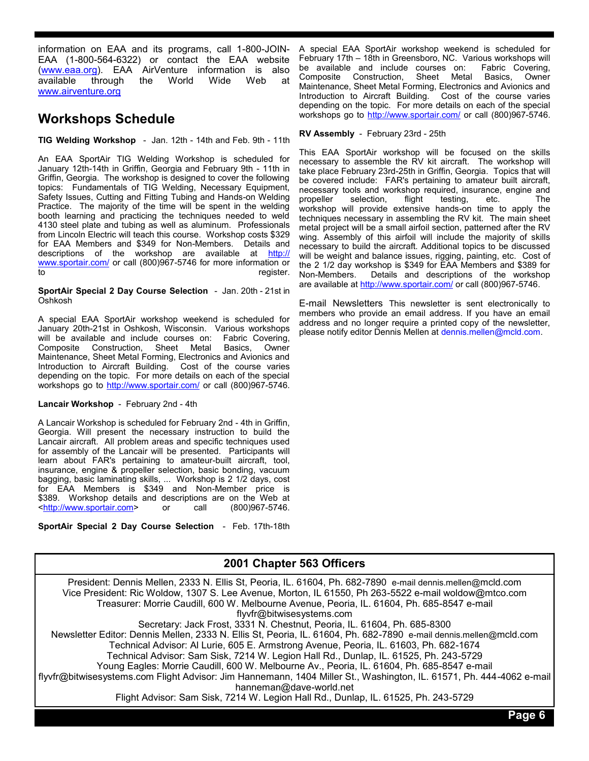information on EAA and its programs, call 1-800-JOIN-EAA (1-800-564-6322) or contact the EAA website (www.eaa.org). EAA AirVenture information is also available through the World Wide Web at www.airventure.org

## Workshops Schedule

**TIG Welding Workshop** - Jan. 12th - 14th and Feb. 9th - 11th

An EAA SportAir TIG Welding Workshop is scheduled for January 12th-14th in Griffin, Georgia and February 9th - 11th in Griffin, Georgia. The workshop is designed to cover the following topics: Fundamentals of TIG Welding, Necessary Equipment, Safety Issues, Cutting and Fitting Tubing and Hands-on Welding Practice. The majority of the time will be spent in the welding booth learning and practicing the techniques needed to weld 4130 steel plate and tubing as well as aluminum. Professionals from Lincoln Electric will teach this course. Workshop costs $329 for EAA Members and $349 for Non-Members. Details and descriptions of the workshop are available at http://www.sportair.com/ or call (800)967-5746 for more information or to register.

**SportAir Special 2 Day Course Selection** - Jan. 20th - 21st in Oshkosh

A special EAA SportAir workshop weekend is scheduled for January 20th-21st in Oshkosh, Wisconsin. Various workshops will be available and include courses on: Fabric Covering, Composite Construction, Sheet Metal Basics, Owner Maintenance, Sheet Metal Forming, Electronics and Avionics and Introduction to Aircraft Building. Cost of the course varies depending on the topic. For more details on each of the special workshops go to http://www.sportair.com/ or call (800)967-5746.

**Lancair Workshop** - February 2nd - 4th

A Lancair Workshop is scheduled for February 2nd - 4th in Griffin, Georgia. Will present the necessary instruction to build the Lancair aircraft. All problem areas and specific techniques used for assembly of the Lancair will be presented. Participants will learn about FAR's pertaining to amateur-built aircraft, tool, insurance, engine & propeller selection, basic bonding, vacuum bagging, basic laminating skills, ... Workshop is 2 1/2 days, cost for EAA Members is $349 and Non-Member price is $389. Workshop details and descriptions are on the Web at <http://www.sportair.com> or call (800)967-5746.

**SportAir Special 2 Day Course Selection** - Feb. 17th-18th

A special EAA SportAir workshop weekend is scheduled for February 17th – 18th in Greensboro, NC. Various workshops will be available and include courses on: Fabric Covering, Composite Construction, Sheet Metal Basics, Owner Maintenance, Sheet Metal Forming, Electronics and Avionics and Introduction to Aircraft Building. Cost of the course varies depending on the topic. For more details on each of the special workshops go to http://www.sportair.com/ or call (800)967-5746.

**RV Assembly** - February 23rd - 25th

This EAA SportAir workshop will be focused on the skills necessary to assemble the RV kit aircraft. The workshop will take place February 23rd-25th in Griffin, Georgia. Topics that will be covered include: FAR's pertaining to amateur built aircraft, necessary tools and workshop required, insurance, engine and propeller selection, flight testing, etc. The workshop will provide extensive hands-on time to apply the techniques necessary in assembling the RV kit. The main sheet metal project will be a small airfoil section, patterned after the RV wing. Assembly of this airfoil will include the majority of skills necessary to build the aircraft. Additional topics to be discussed will be weight and balance issues, rigging, painting, etc. Cost of the 2 1/2 day workshop is $349 for EAA Members and $389 for Non-Members. Details and descriptions of the workshop are available at http://www.sportair.com/ or call (800)967-5746.

E-mail Newsletters This newsletter is sent electronically to members who provide an email address. If you have an email address and no longer require a printed copy of the newsletter, please notify editor Dennis Mellen at dennis.mellen@mcld.com.

### 2001 Chapter 563 Officers

President: Dennis Mellen, 2333 N. Ellis St, Peoria, IL. 61604, Ph. 682-7890 e-mail dennis.mellen@mcld.com
Vice President: Ric Woldow, 1307 S. Lee Avenue, Morton, IL 61550, Ph 263-5522 e-mail woldow@mtco.com
Treasurer: Morrie Caudill, 600 W. Melbourne Avenue, Peoria, IL. 61604, Ph. 685-8547 e-mail flyvfr@bitwisesystems.com
Secretary: Jack Frost, 3331 N. Chestnut, Peoria, IL. 61604, Ph. 685-8300
Newsletter Editor: Dennis Mellen, 2333 N. Ellis St, Peoria, IL. 61604, Ph. 682-7890 e-mail dennis.mellen@mcld.com
Technical Advisor: Al Lurie, 605 E. Armstrong Avenue, Peoria, IL. 61603, Ph. 682-1674
Technical Advisor: Sam Sisk, 7214 W. Legion Hall Rd., Dunlap, IL. 61525, Ph. 243-5729
Young Eagles: Morrie Caudill, 600 W. Melbourne Av., Peoria, IL. 61604, Ph. 685-8547 e-mail flyvfr@bitwisesystems.com
Flight Advisor: Jim Hannemann, 1404 Miller St., Washington, IL. 61571, Ph. 444-4062 e-mail hanneman@dave-world.net
Flight Advisor: Sam Sisk, 7214 W. Legion Hall Rd., Dunlap, IL. 61525, Ph. 243-5729